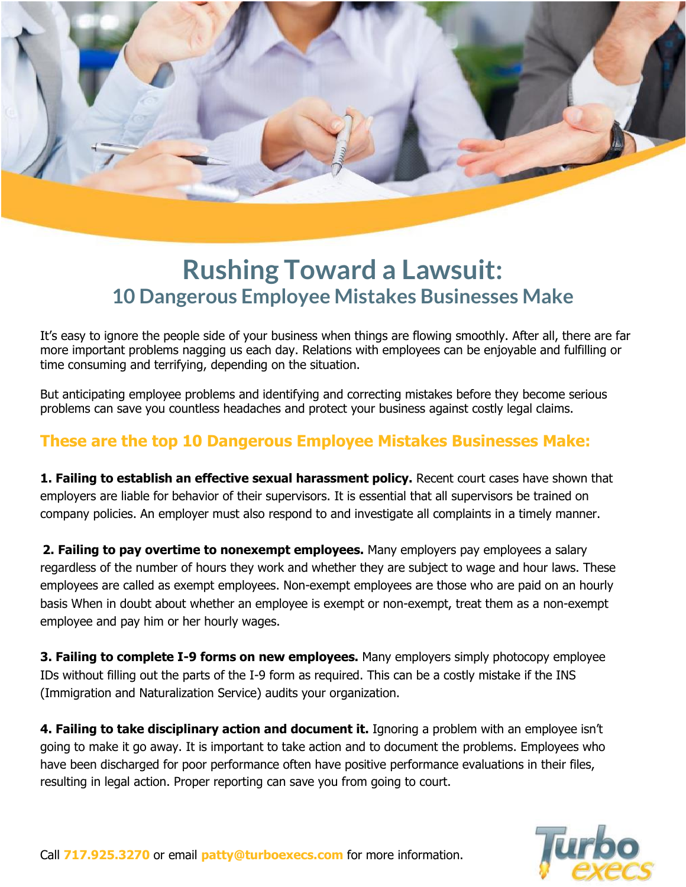# Rushing Toward a Lawsuit:

## 10 Dangerous Employee Mistakes Businesses Make

It's easy to ignore the people side of your business when things are flowing smoothly. After all, there are far more important problems nagging us each day. Relations with employees can be enjoyable and fulfilling or time consuming and terrifying, depending on the situation.

But anticipating employee problems and identifying and correcting mistakes before they become serious problems can save you countless headaches and protect your business against costly legal claims.

### These are the top 10 Dangerous Employee Mistakes Businesses Make:

**1. Failing to establish an effective sexual harassment policy.** Recent court cases have shown that employers are liable for behavior of their supervisors. It is essential that all supervisors be trained on company policies. An employer must also respond to and investigate all complaints in a timely manner.

**2. Failing to pay overtime to nonexempt employees.** Many employers pay employees a salary regardless of the number of hours they work and whether they are subject to wage and hour laws. These employees are called as exempt employees. Non-exempt employees are those who are paid on an hourly basis When in doubt about whether an employee is exempt or non-exempt, treat them as a non-exempt employee and pay him or her hourly wages.

**3. Failing to complete I-9 forms on new employees.** Many employers simply photocopy employee IDs without filling out the parts of the I-9 form as required. This can be a costly mistake if the INS (Immigration and Naturalization Service) audits your organization.

**4. Failing to take disciplinary action and document it.** Ignoring a problem with an employee isn't going to make it go away. It is important to take action and to document the problems. Employees who have been discharged for poor performance often have positive performance evaluations in their files, resulting in legal action. Proper reporting can save you from going to court.

Call **717.925.3270** or email **patty@turboexecs.com** for more information.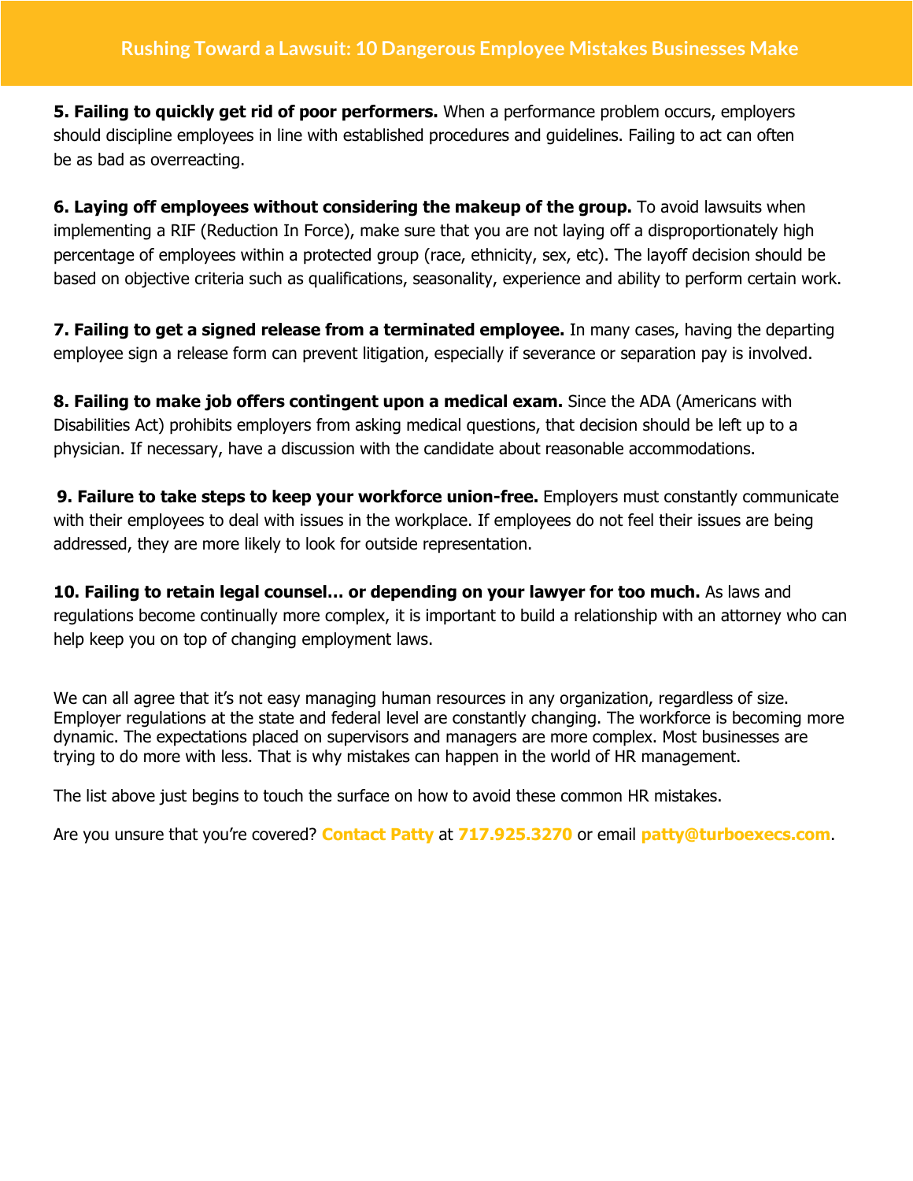**5. Failing to quickly get rid of poor performers.** When a performance problem occurs, employers should discipline employees in line with established procedures and guidelines. Failing to act can often be as bad as overreacting.

**6. Laying off employees without considering the makeup of the group.** To avoid lawsuits when implementing a RIF (Reduction In Force), make sure that you are not laying off a disproportionately high percentage of employees within a protected group (race, ethnicity, sex, etc). The layoff decision should be based on objective criteria such as qualifications, seasonality, experience and ability to perform certain work.

**7. Failing to get a signed release from a terminated employee.** In many cases, having the departing employee sign a release form can prevent litigation, especially if severance or separation pay is involved.

**8. Failing to make job offers contingent upon a medical exam.** Since the ADA (Americans with Disabilities Act) prohibits employers from asking medical questions, that decision should be left up to a physician. If necessary, have a discussion with the candidate about reasonable accommodations.

**9. Failure to take steps to keep your workforce union-free.** Employers must constantly communicate with their employees to deal with issues in the workplace. If employees do not feel their issues are being addressed, they are more likely to look for outside representation.

**10. Failing to retain legal counsel… or depending on your lawyer for too much.** As laws and regulations become continually more complex, it is important to build a relationship with an attorney who can help keep you on top of changing employment laws.

We can all agree that it's not easy managing human resources in any organization, regardless of size. Employer regulations at the state and federal level are constantly changing. The workforce is becoming more dynamic. The expectations placed on supervisors and managers are more complex. Most businesses are trying to do more with less. That is why mistakes can happen in the world of HR management.

The list above just begins to touch the surface on how to avoid these common HR mistakes.

Are you unsure that you're covered? **Contact Patty** at **717.925.3270** or email **patty@turboexecs.com**.